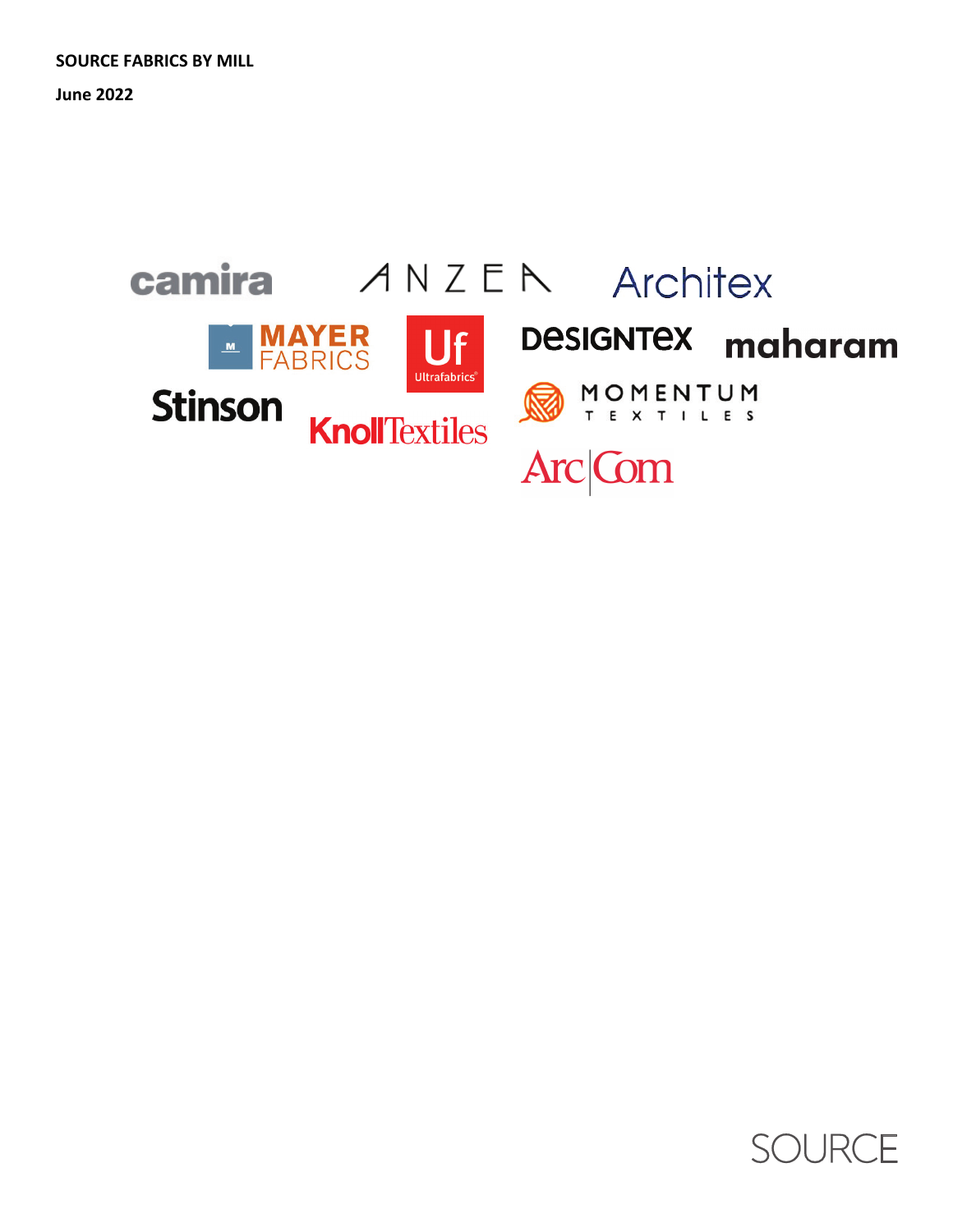**SOURCE FABRICS BY MILL**

**June 2022**

camira

ANZEA

Architex

MAYER FABRICS

Uf Ultrafabrics®

DESIGNTEX

maharam

Stinson

KnollTextiles

MOMENTUM TEXTILES

ArcCom

SOURCE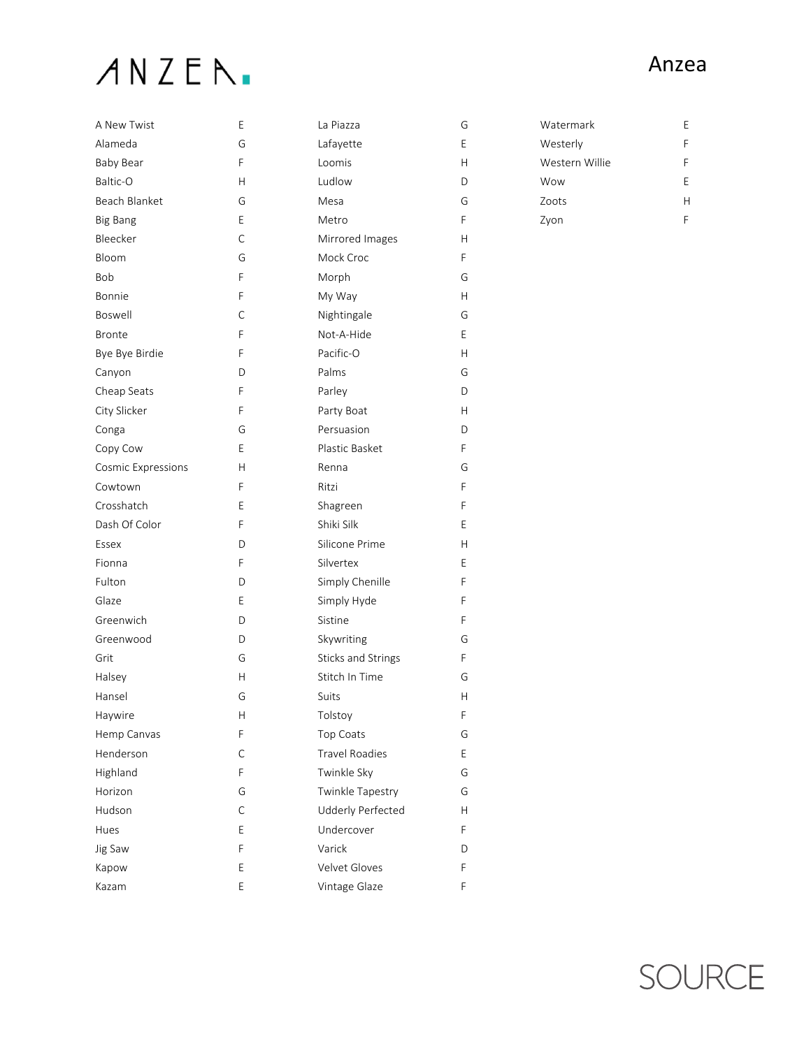# Anzea

| Name | Grade |
| --- | --- |
| A New Twist | E |
| Alameda | G |
| Baby Bear | F |
| Baltic-O | H |
| Beach Blanket | G |
| Big Bang | E |
| Bleecker | C |
| Bloom | G |
| Bob | F |
| Bonnie | F |
| Boswell | C |
| Bronte | F |
| Bye Bye Birdie | F |
| Canyon | D |
| Cheap Seats | F |
| City Slicker | F |
| Conga | G |
| Copy Cow | E |
| Cosmic Expressions | H |
| Cowtown | F |
| Crosshatch | E |
| Dash Of Color | F |
| Essex | D |
| Fionna | F |
| Fulton | D |
| Glaze | E |
| Greenwich | D |
| Greenwood | D |
| Grit | G |
| Halsey | H |
| Hansel | G |
| Haywire | H |
| Hemp Canvas | F |
| Henderson | C |
| Highland | F |
| Horizon | G |
| Hudson | C |
| Hues | E |
| Jig Saw | F |
| Kapow | E |
| Kazam | E |
| La Piazza | G |
| Lafayette | E |
| Loomis | H |
| Ludlow | D |
| Mesa | G |
| Metro | F |
| Mirrored Images | H |
| Mock Croc | F |
| Morph | G |
| My Way | H |
| Nightingale | G |
| Not-A-Hide | E |
| Pacific-O | H |
| Palms | G |
| Parley | D |
| Party Boat | H |
| Persuasion | D |
| Plastic Basket | F |
| Renna | G |
| Ritzi | F |
| Shagreen | F |
| Shiki Silk | E |
| Silicone Prime | H |
| Silvertex | E |
| Simply Chenille | F |
| Simply Hyde | F |
| Sistine | F |
| Skywriting | G |
| Sticks and Strings | F |
| Stitch In Time | G |
| Suits | H |
| Tolstoy | F |
| Top Coats | G |
| Travel Roadies | E |
| Twinkle Sky | G |
| Twinkle Tapestry | G |
| Udderly Perfected | H |
| Undercover | F |
| Varick | D |
| Velvet Gloves | F |
| Vintage Glaze | F |
| Watermark | E |
| Westerly | F |
| Western Willie | F |
| Wow | E |
| Zoots | H |
| Zyon | F |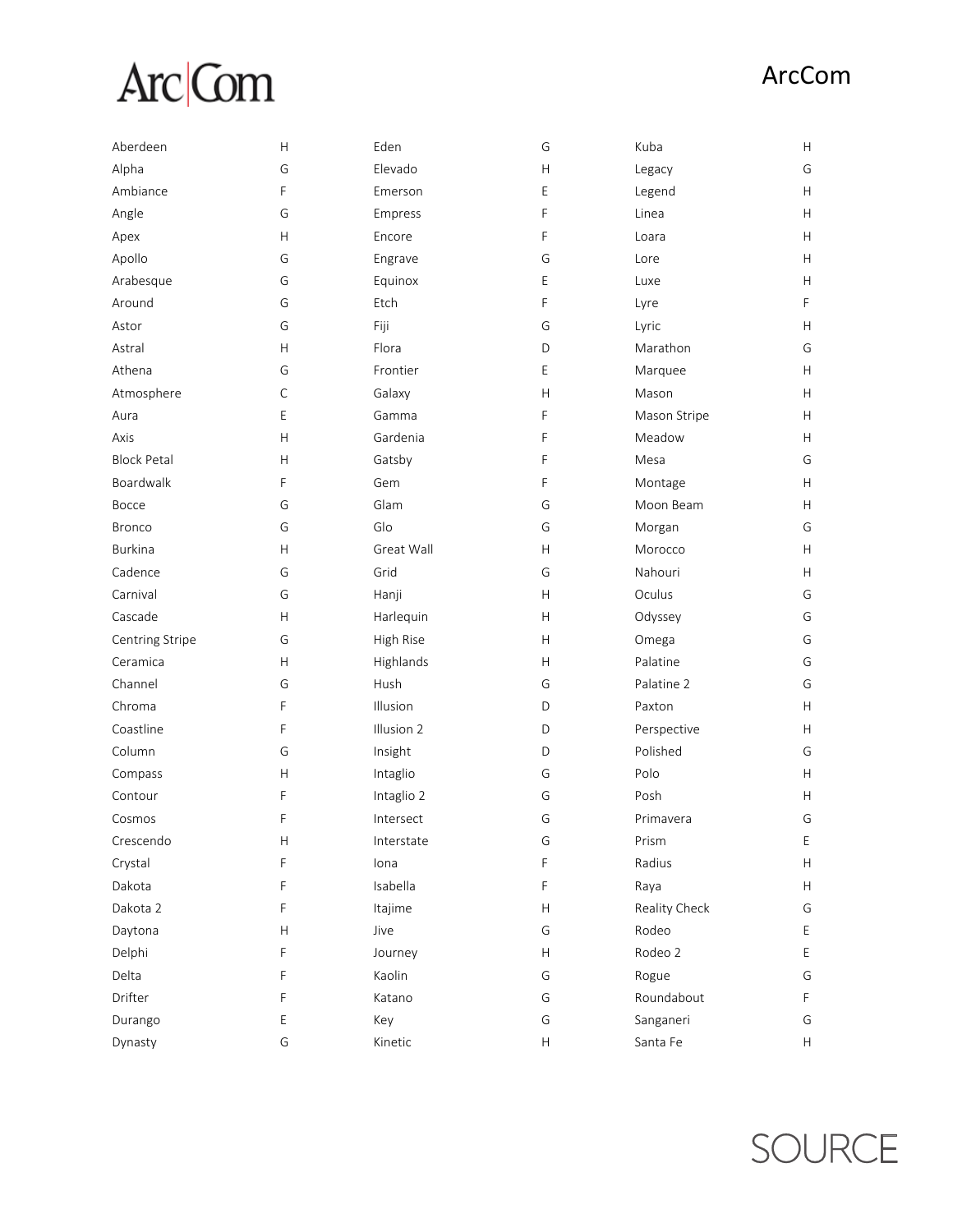# ArcCom

| Name | Grade | Name | Grade | Name | Grade |
|---|---|---|---|---|---|
| Aberdeen | H | Eden | G | Kuba | H |
| Alpha | G | Elevado | H | Legacy | G |
| Ambiance | F | Emerson | E | Legend | H |
| Angle | G | Empress | F | Linea | H |
| Apex | H | Encore | F | Loara | H |
| Apollo | G | Engrave | G | Lore | H |
| Arabesque | G | Equinox | E | Luxe | H |
| Around | G | Etch | F | Lyre | F |
| Astor | G | Fiji | G | Lyric | H |
| Astral | H | Flora | D | Marathon | G |
| Athena | G | Frontier | E | Marquee | H |
| Atmosphere | C | Galaxy | H | Mason | H |
| Aura | E | Gamma | F | Mason Stripe | H |
| Axis | H | Gardenia | F | Meadow | H |
| Block Petal | H | Gatsby | F | Mesa | G |
| Boardwalk | F | Gem | F | Montage | H |
| Bocce | G | Glam | G | Moon Beam | H |
| Bronco | G | Glo | G | Morgan | G |
| Burkina | H | Great Wall | H | Morocco | H |
| Cadence | G | Grid | G | Nahouri | H |
| Carnival | G | Hanji | H | Oculus | G |
| Cascade | H | Harlequin | H | Odyssey | G |
| Centring Stripe | G | High Rise | H | Omega | G |
| Ceramica | H | Highlands | H | Palatine | G |
| Channel | G | Hush | G | Palatine 2 | G |
| Chroma | F | Illusion | D | Paxton | H |
| Coastline | F | Illusion 2 | D | Perspective | H |
| Column | G | Insight | D | Polished | G |
| Compass | H | Intaglio | G | Polo | H |
| Contour | F | Intaglio 2 | G | Posh | H |
| Cosmos | F | Intersect | G | Primavera | G |
| Crescendo | H | Interstate | G | Prism | E |
| Crystal | F | Iona | F | Radius | H |
| Dakota | F | Isabella | F | Raya | H |
| Dakota 2 | F | Itajime | H | Reality Check | G |
| Daytona | H | Jive | G | Rodeo | E |
| Delphi | F | Journey | H | Rodeo 2 | E |
| Delta | F | Kaolin | G | Rogue | G |
| Drifter | F | Katano | G | Roundabout | F |
| Durango | E | Key | G | Sanganeri | G |
| Dynasty | G | Kinetic | H | Santa Fe | H |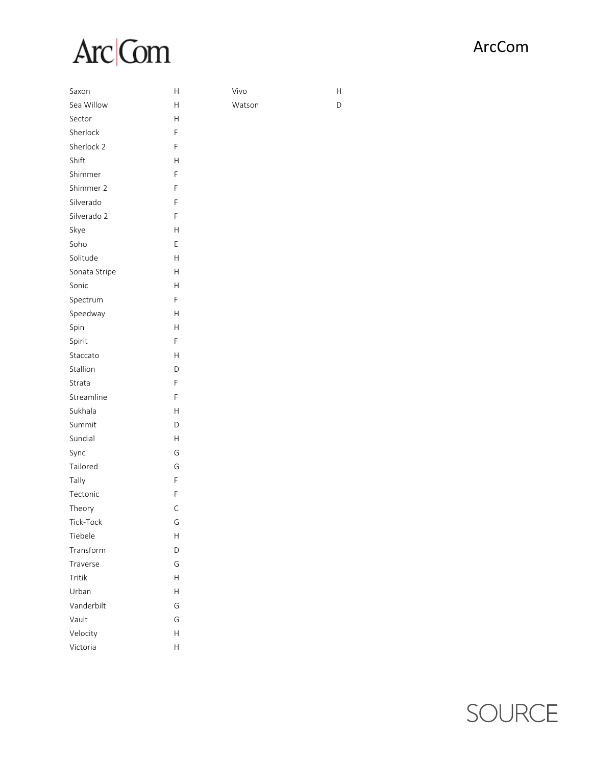| | |
|---|---|
| Saxon | H |
| Sea Willow | H |
| Sector | H |
| Sherlock | F |
| Sherlock 2 | F |
| Shift | H |
| Shimmer | F |
| Shimmer 2 | F |
| Silverado | F |
| Silverado 2 | F |
| Skye | H |
| Soho | E |
| Solitude | H |
| Sonata Stripe | H |
| Sonic | H |
| Spectrum | F |
| Speedway | H |
| Spin | H |
| Spirit | F |
| Staccato | H |
| Stallion | D |
| Strata | F |
| Streamline | F |
| Sukhala | H |
| Summit | D |
| Sundial | H |
| Sync | G |
| Tailored | G |
| Tally | F |
| Tectonic | F |
| Theory | C |
| Tick-Tock | G |
| Tiebele | H |
| Transform | D |
| Traverse | G |
| Tritik | H |
| Urban | H |
| Vanderbilt | G |
| Vault | G |
| Velocity | H |
| Victoria | H |
| Vivo | H |
| Watson | D |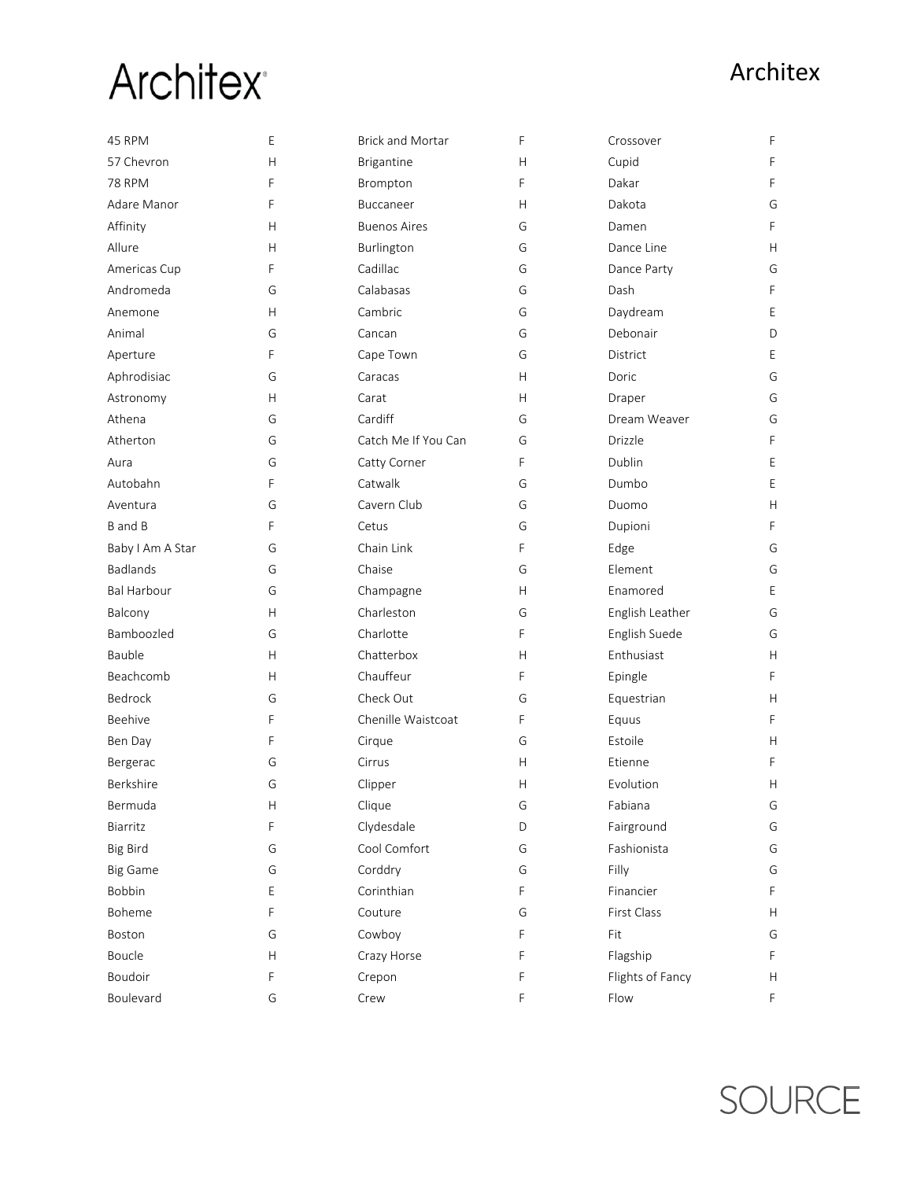# Architex

| Name | Grade |
|---|---|
| 45 RPM | E |
| 57 Chevron | H |
| 78 RPM | F |
| Adare Manor | F |
| Affinity | H |
| Allure | H |
| Americas Cup | F |
| Andromeda | G |
| Anemone | H |
| Animal | G |
| Aperture | F |
| Aphrodisiac | G |
| Astronomy | H |
| Athena | G |
| Atherton | G |
| Aura | G |
| Autobahn | F |
| Aventura | G |
| B and B | F |
| Baby I Am A Star | G |
| Badlands | G |
| Bal Harbour | G |
| Balcony | H |
| Bamboozled | G |
| Bauble | H |
| Beachcomb | H |
| Bedrock | G |
| Beehive | F |
| Ben Day | F |
| Bergerac | G |
| Berkshire | G |
| Bermuda | H |
| Biarritz | F |
| Big Bird | G |
| Big Game | G |
| Bobbin | E |
| Boheme | F |
| Boston | G |
| Boucle | H |
| Boudoir | F |
| Boulevard | G |
| Brick and Mortar | F |
| Brigantine | H |
| Brompton | F |
| Buccaneer | H |
| Buenos Aires | G |
| Burlington | G |
| Cadillac | G |
| Calabasas | G |
| Cambric | G |
| Cancan | G |
| Cape Town | G |
| Caracas | H |
| Carat | H |
| Cardiff | G |
| Catch Me If You Can | G |
| Catty Corner | F |
| Catwalk | G |
| Cavern Club | G |
| Cetus | G |
| Chain Link | F |
| Chaise | G |
| Champagne | H |
| Charleston | G |
| Charlotte | F |
| Chatterbox | H |
| Chauffeur | F |
| Check Out | G |
| Chenille Waistcoat | F |
| Cirque | G |
| Cirrus | H |
| Clipper | H |
| Clique | G |
| Clydesdale | D |
| Cool Comfort | G |
| Corddry | G |
| Corinthian | F |
| Couture | G |
| Cowboy | F |
| Crazy Horse | F |
| Crepon | F |
| Crew | F |
| Crossover | F |
| Cupid | F |
| Dakar | F |
| Dakota | G |
| Damen | F |
| Dance Line | H |
| Dance Party | G |
| Dash | F |
| Daydream | E |
| Debonair | D |
| District | E |
| Doric | G |
| Draper | G |
| Dream Weaver | G |
| Drizzle | F |
| Dublin | E |
| Dumbo | E |
| Duomo | H |
| Dupioni | F |
| Edge | G |
| Element | G |
| Enamored | E |
| English Leather | G |
| English Suede | G |
| Enthusiast | H |
| Epingle | F |
| Equestrian | H |
| Equus | F |
| Estoile | H |
| Etienne | F |
| Evolution | H |
| Fabiana | G |
| Fairground | G |
| Fashionista | G |
| Filly | G |
| Financier | F |
| First Class | H |
| Fit | G |
| Flagship | F |
| Flights of Fancy | H |
| Flow | F |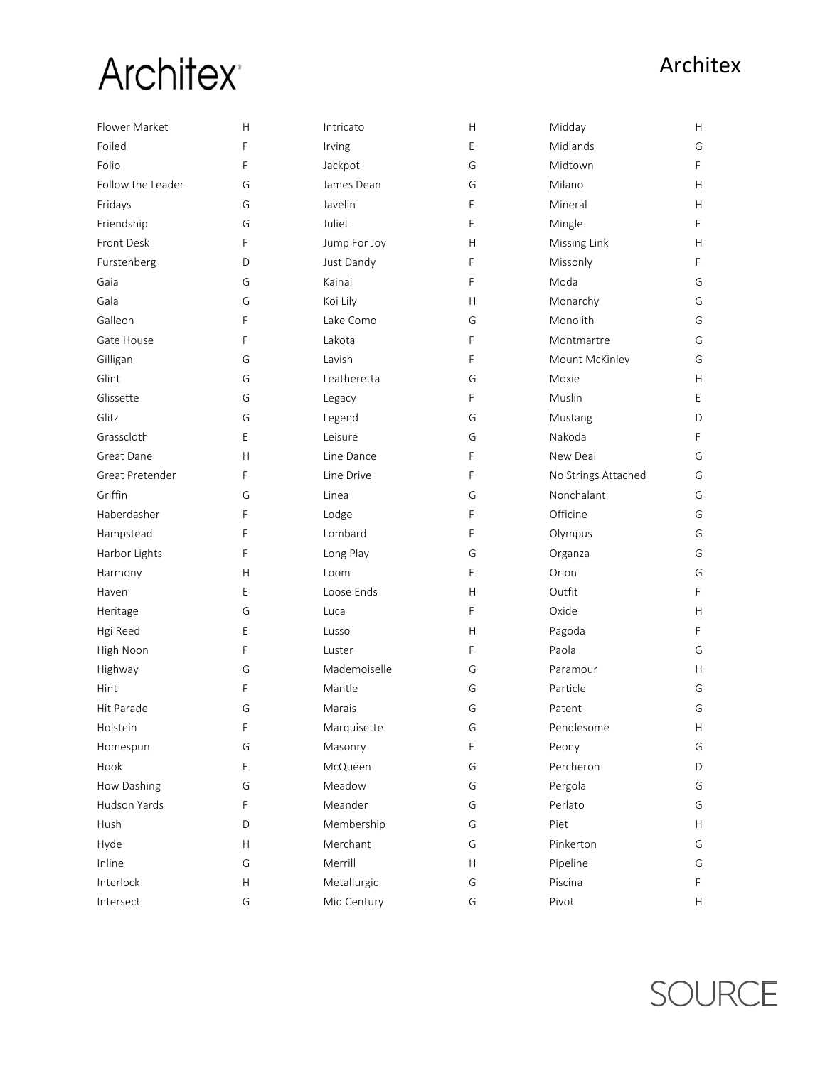# Architex

| Name | Grade | Name | Grade | Name | Grade |
|---|---|---|---|---|---|
| Flower Market | H | Intricato | H | Midday | H |
| Foiled | F | Irving | E | Midlands | G |
| Folio | F | Jackpot | G | Midtown | F |
| Follow the Leader | G | James Dean | G | Milano | H |
| Fridays | G | Javelin | E | Mineral | H |
| Friendship | G | Juliet | F | Mingle | F |
| Front Desk | F | Jump For Joy | H | Missing Link | H |
| Furstenberg | D | Just Dandy | F | Missonly | F |
| Gaia | G | Kainai | F | Moda | G |
| Gala | G | Koi Lily | H | Monarchy | G |
| Galleon | F | Lake Como | G | Monolith | G |
| Gate House | F | Lakota | F | Montmartre | G |
| Gilligan | G | Lavish | F | Mount McKinley | G |
| Glint | G | Leatheretta | G | Moxie | H |
| Glissette | G | Legacy | F | Muslin | E |
| Glitz | G | Legend | G | Mustang | D |
| Grasscloth | E | Leisure | G | Nakoda | F |
| Great Dane | H | Line Dance | F | New Deal | G |
| Great Pretender | F | Line Drive | F | No Strings Attached | G |
| Griffin | G | Linea | G | Nonchalant | G |
| Haberdasher | F | Lodge | F | Officine | G |
| Hampstead | F | Lombard | F | Olympus | G |
| Harbor Lights | F | Long Play | G | Organza | G |
| Harmony | H | Loom | E | Orion | G |
| Haven | E | Loose Ends | H | Outfit | F |
| Heritage | G | Luca | F | Oxide | H |
| Hgi Reed | E | Lusso | H | Pagoda | F |
| High Noon | F | Luster | F | Paola | G |
| Highway | G | Mademoiselle | G | Paramour | H |
| Hint | F | Mantle | G | Particle | G |
| Hit Parade | G | Marais | G | Patent | G |
| Holstein | F | Marquisette | G | Pendlesome | H |
| Homespun | G | Masonry | F | Peony | G |
| Hook | E | McQueen | G | Percheron | D |
| How Dashing | G | Meadow | G | Pergola | G |
| Hudson Yards | F | Meander | G | Perlato | G |
| Hush | D | Membership | G | Piet | H |
| Hyde | H | Merchant | G | Pinkerton | G |
| Inline | G | Merrill | H | Pipeline | G |
| Interlock | H | Metallurgic | G | Piscina | F |
| Intersect | G | Mid Century | G | Pivot | H |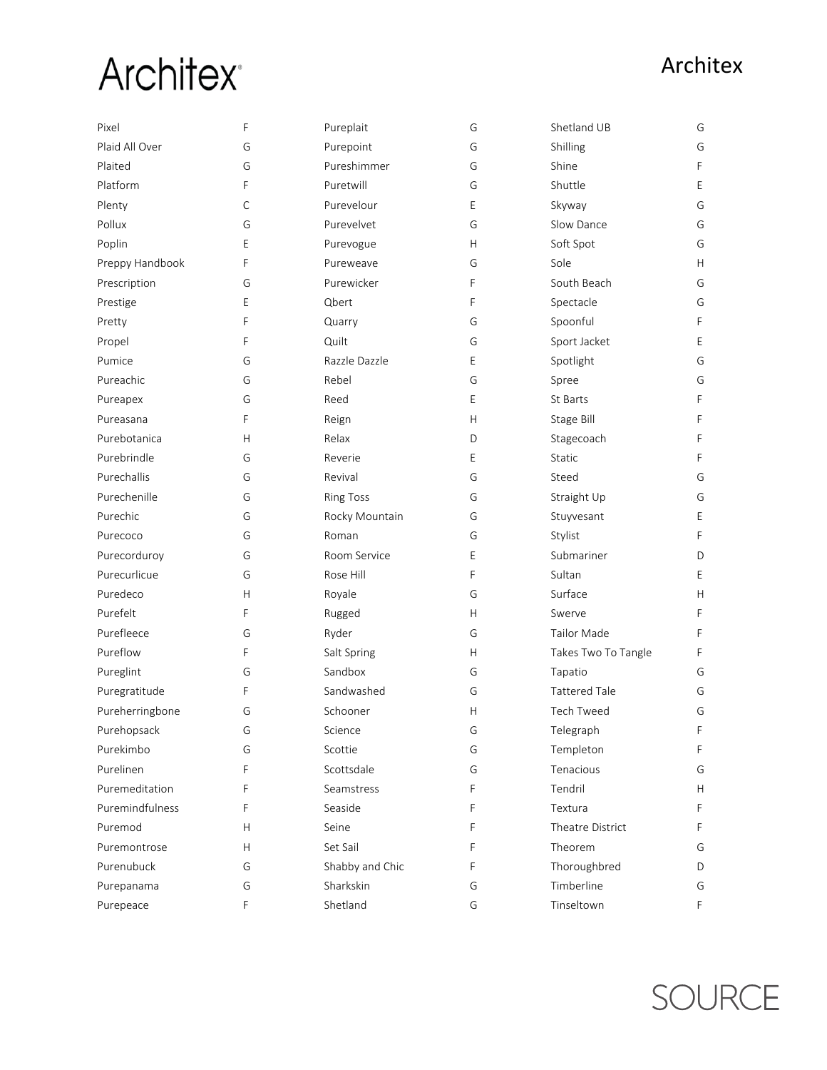# Architex

| Name | Grade |
| --- | --- |
| Pixel | F |
| Plaid All Over | G |
| Plaited | G |
| Platform | F |
| Plenty | C |
| Pollux | G |
| Poplin | E |
| Preppy Handbook | F |
| Prescription | G |
| Prestige | E |
| Pretty | F |
| Propel | F |
| Pumice | G |
| Pureachic | G |
| Pureapex | G |
| Pureasana | F |
| Purebotanica | H |
| Purebrindle | G |
| Purechallis | G |
| Purechenille | G |
| Purechic | G |
| Purecoco | G |
| Purecorduroy | G |
| Purecurlicue | G |
| Puredeco | H |
| Purefelt | F |
| Purefleece | G |
| Pureflow | F |
| Pureglint | G |
| Puregratitude | F |
| Pureherringbone | G |
| Purehopsack | G |
| Purekimbo | G |
| Purelinen | F |
| Puremeditation | F |
| Puremindfulness | F |
| Puremod | H |
| Puremontrose | H |
| Purenubuck | G |
| Purepanama | G |
| Purepeace | F |
| Pureplait | G |
| Purepoint | G |
| Pureshimmer | G |
| Puretwill | G |
| Purevelour | E |
| Purevelvet | G |
| Purevogue | H |
| Pureweave | G |
| Purewicker | F |
| Qbert | F |
| Quarry | G |
| Quilt | G |
| Razzle Dazzle | E |
| Rebel | G |
| Reed | E |
| Reign | H |
| Relax | D |
| Reverie | E |
| Revival | G |
| Ring Toss | G |
| Rocky Mountain | G |
| Roman | G |
| Room Service | E |
| Rose Hill | F |
| Royale | G |
| Rugged | H |
| Ryder | G |
| Salt Spring | H |
| Sandbox | G |
| Sandwashed | G |
| Schooner | H |
| Science | G |
| Scottie | G |
| Scottsdale | G |
| Seamstress | F |
| Seaside | F |
| Seine | F |
| Set Sail | F |
| Shabby and Chic | F |
| Sharkskin | G |
| Shetland | G |
| Shetland UB | G |
| Shilling | G |
| Shine | F |
| Shuttle | E |
| Skyway | G |
| Slow Dance | G |
| Soft Spot | G |
| Sole | H |
| South Beach | G |
| Spectacle | G |
| Spoonful | F |
| Sport Jacket | E |
| Spotlight | G |
| Spree | G |
| St Barts | F |
| Stage Bill | F |
| Stagecoach | F |
| Static | F |
| Steed | G |
| Straight Up | G |
| Stuyvesant | E |
| Stylist | F |
| Submariner | D |
| Sultan | E |
| Surface | H |
| Swerve | F |
| Tailor Made | F |
| Takes Two To Tangle | F |
| Tapatio | G |
| Tattered Tale | G |
| Tech Tweed | G |
| Telegraph | F |
| Templeton | F |
| Tenacious | G |
| Tendril | H |
| Textura | F |
| Theatre District | F |
| Theorem | G |
| Thoroughbred | D |
| Timberline | G |
| Tinseltown | F |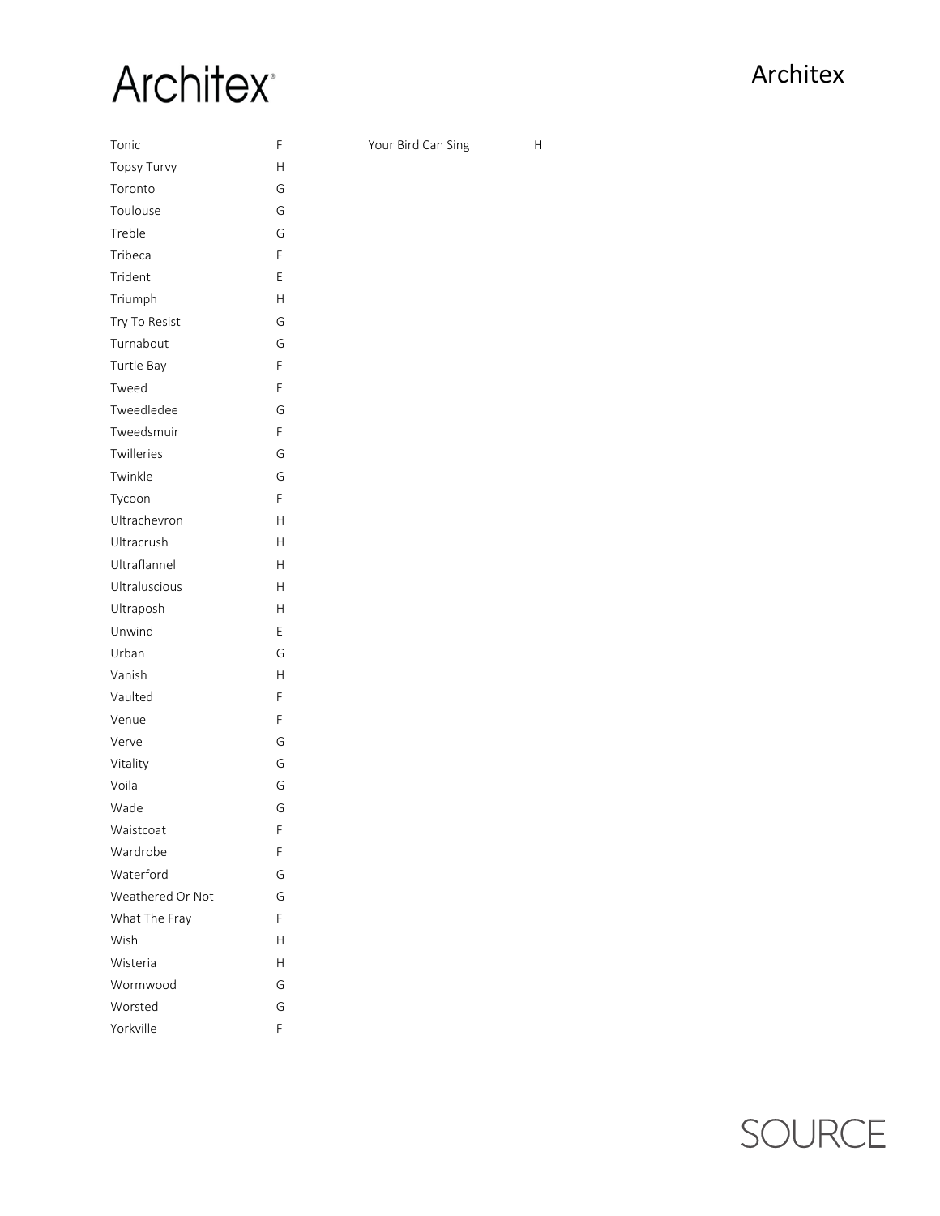| | | | |
|---|---|---|---|
| Tonic | F | Your Bird Can Sing | H |
| Topsy Turvy | H | | |
| Toronto | G | | |
| Toulouse | G | | |
| Treble | G | | |
| Tribeca | F | | |
| Trident | E | | |
| Triumph | H | | |
| Try To Resist | G | | |
| Turnabout | G | | |
| Turtle Bay | F | | |
| Tweed | E | | |
| Tweedledee | G | | |
| Tweedsmuir | F | | |
| Twilleries | G | | |
| Twinkle | G | | |
| Tycoon | F | | |
| Ultrachevron | H | | |
| Ultracrush | H | | |
| Ultraflannel | H | | |
| Ultraluscious | H | | |
| Ultraposh | H | | |
| Unwind | E | | |
| Urban | G | | |
| Vanish | H | | |
| Vaulted | F | | |
| Venue | F | | |
| Verve | G | | |
| Vitality | G | | |
| Voila | G | | |
| Wade | G | | |
| Waistcoat | F | | |
| Wardrobe | F | | |
| Waterford | G | | |
| Weathered Or Not | G | | |
| What The Fray | F | | |
| Wish | H | | |
| Wisteria | H | | |
| Wormwood | G | | |
| Worsted | G | | |
| Yorkville | F | | |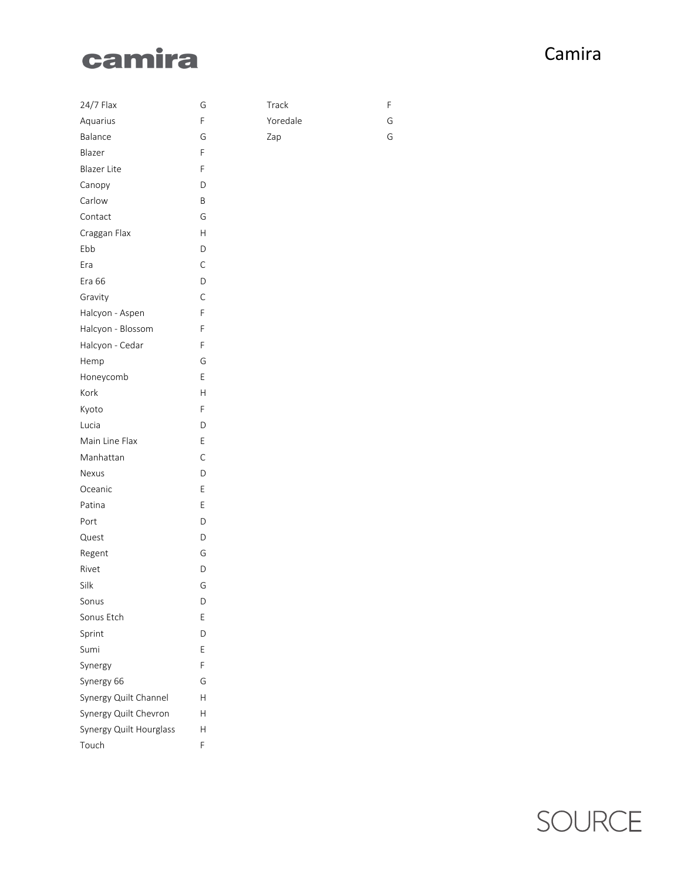# Camira

| | |
|---|---|
| 24/7 Flax | G |
| Aquarius | F |
| Balance | G |
| Blazer | F |
| Blazer Lite | F |
| Canopy | D |
| Carlow | B |
| Contact | G |
| Craggan Flax | H |
| Ebb | D |
| Era | C |
| Era 66 | D |
| Gravity | C |
| Halcyon - Aspen | F |
| Halcyon - Blossom | F |
| Halcyon - Cedar | F |
| Hemp | G |
| Honeycomb | E |
| Kork | H |
| Kyoto | F |
| Lucia | D |
| Main Line Flax | E |
| Manhattan | C |
| Nexus | D |
| Oceanic | E |
| Patina | E |
| Port | D |
| Quest | D |
| Regent | G |
| Rivet | D |
| Silk | G |
| Sonus | D |
| Sonus Etch | E |
| Sprint | D |
| Sumi | E |
| Synergy | F |
| Synergy 66 | G |
| Synergy Quilt Channel | H |
| Synergy Quilt Chevron | H |
| Synergy Quilt Hourglass | H |
| Touch | F |
| Track | F |
| Yoredale | G |
| Zap | G |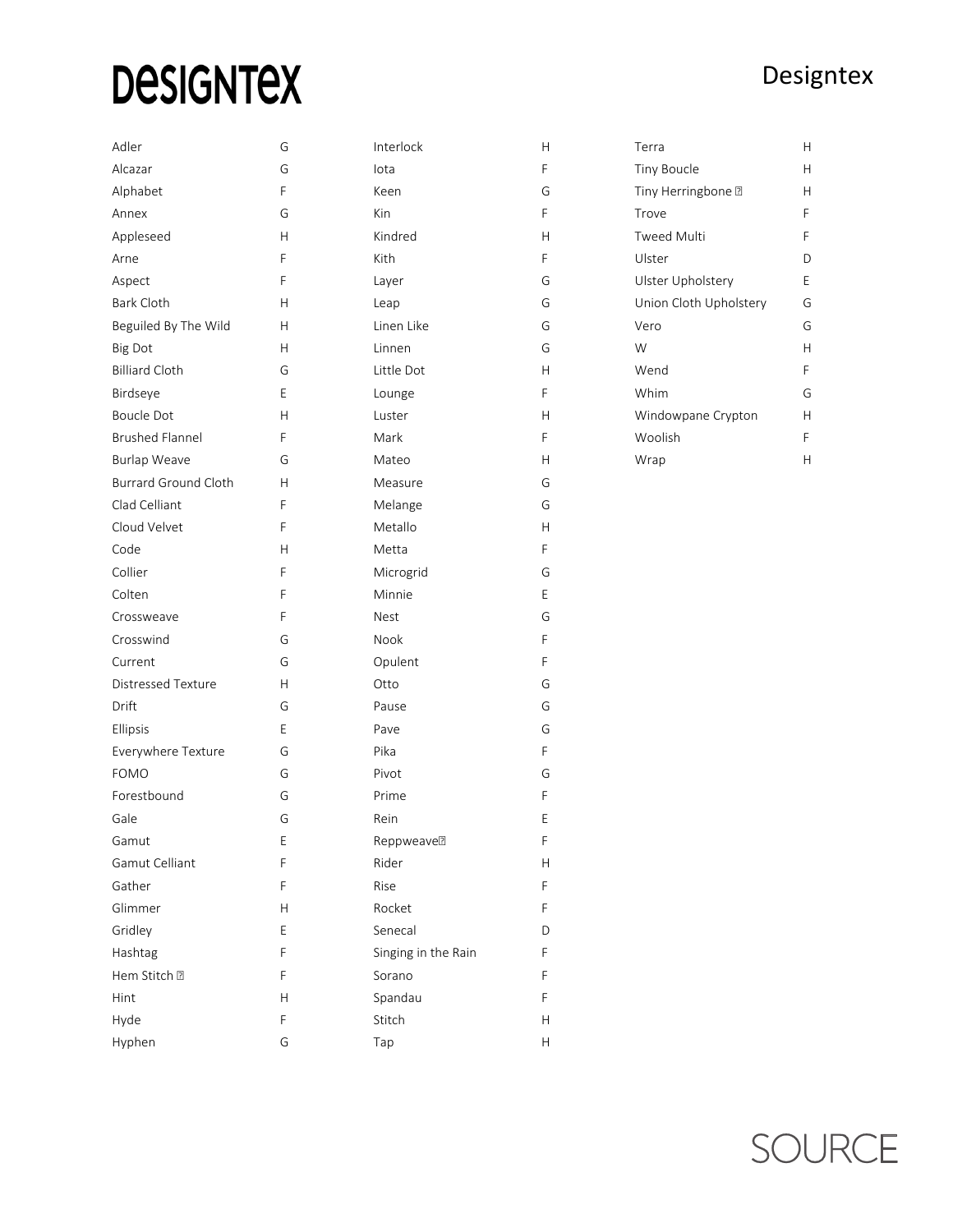# Designtex

| | | | | | |
|---|---|---|---|---|---|
| Adler | G | Interlock | H | Terra | H |
| Alcazar | G | Iota | F | Tiny Boucle | H |
| Alphabet | F | Keen | G | Tiny Herringbone ⍰ | H |
| Annex | G | Kin | F | Trove | F |
| Appleseed | H | Kindred | H | Tweed Multi | F |
| Arne | F | Kith | F | Ulster | D |
| Aspect | F | Layer | G | Ulster Upholstery | E |
| Bark Cloth | H | Leap | G | Union Cloth Upholstery | G |
| Beguiled By The Wild | H | Linen Like | G | Vero | G |
| Big Dot | H | Linnen | G | W | H |
| Billiard Cloth | G | Little Dot | H | Wend | F |
| Birdseye | E | Lounge | F | Whim | G |
| Boucle Dot | H | Luster | H | Windowpane Crypton | H |
| Brushed Flannel | F | Mark | F | Woolish | F |
| Burlap Weave | G | Mateo | H | Wrap | H |
| Burrard Ground Cloth | H | Measure | G | | |
| Clad Celliant | F | Melange | G | | |
| Cloud Velvet | F | Metallo | H | | |
| Code | H | Metta | F | | |
| Collier | F | Microgrid | G | | |
| Colten | F | Minnie | E | | |
| Crossweave | F | Nest | G | | |
| Crosswind | G | Nook | F | | |
| Current | G | Opulent | F | | |
| Distressed Texture | H | Otto | G | | |
| Drift | G | Pause | G | | |
| Ellipsis | E | Pave | G | | |
| Everywhere Texture | G | Pika | F | | |
| FOMO | G | Pivot | G | | |
| Forestbound | G | Prime | F | | |
| Gale | G | Rein | E | | |
| Gamut | E | Reppweave⍰ | F | | |
| Gamut Celliant | F | Rider | H | | |
| Gather | F | Rise | F | | |
| Glimmer | H | Rocket | F | | |
| Gridley | E | Senecal | D | | |
| Hashtag | F | Singing in the Rain | F | | |
| Hem Stitch ⍰ | F | Sorano | F | | |
| Hint | H | Spandau | F | | |
| Hyde | F | Stitch | H | | |
| Hyphen | G | Tap | H | | |

SOURCE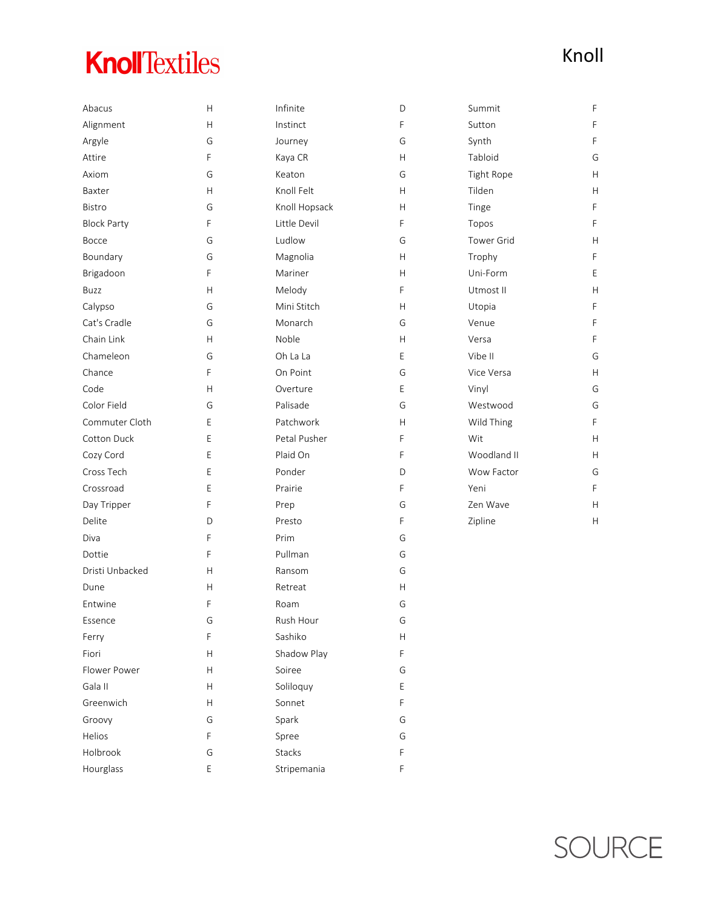# KnollTextiles

Knoll

| Pattern | Grade |
|---|---|
| Abacus | H |
| Alignment | H |
| Argyle | G |
| Attire | F |
| Axiom | G |
| Baxter | H |
| Bistro | G |
| Block Party | F |
| Bocce | G |
| Boundary | G |
| Brigadoon | F |
| Buzz | H |
| Calypso | G |
| Cat's Cradle | G |
| Chain Link | H |
| Chameleon | G |
| Chance | F |
| Code | H |
| Color Field | G |
| Commuter Cloth | E |
| Cotton Duck | E |
| Cozy Cord | E |
| Cross Tech | E |
| Crossroad | E |
| Day Tripper | F |
| Delite | D |
| Diva | F |
| Dottie | F |
| Dristi Unbacked | H |
| Dune | H |
| Entwine | F |
| Essence | G |
| Ferry | F |
| Fiori | H |
| Flower Power | H |
| Gala II | H |
| Greenwich | H |
| Groovy | G |
| Helios | F |
| Holbrook | G |
| Hourglass | E |
| Infinite | D |
| Instinct | F |
| Journey | G |
| Kaya CR | H |
| Keaton | G |
| Knoll Felt | H |
| Knoll Hopsack | H |
| Little Devil | F |
| Ludlow | G |
| Magnolia | H |
| Mariner | H |
| Melody | F |
| Mini Stitch | H |
| Monarch | G |
| Noble | H |
| Oh La La | E |
| On Point | G |
| Overture | E |
| Palisade | G |
| Patchwork | H |
| Petal Pusher | F |
| Plaid On | F |
| Ponder | D |
| Prairie | F |
| Prep | G |
| Presto | F |
| Prim | G |
| Pullman | G |
| Ransom | G |
| Retreat | H |
| Roam | G |
| Rush Hour | G |
| Sashiko | H |
| Shadow Play | F |
| Soiree | G |
| Soliloquy | E |
| Sonnet | F |
| Spark | G |
| Spree | G |
| Stacks | F |
| Stripemania | F |
| Summit | F |
| Sutton | F |
| Synth | F |
| Tabloid | G |
| Tight Rope | H |
| Tilden | H |
| Tinge | F |
| Topos | F |
| Tower Grid | H |
| Trophy | F |
| Uni-Form | E |
| Utmost II | H |
| Utopia | F |
| Venue | F |
| Versa | F |
| Vibe II | G |
| Vice Versa | H |
| Vinyl | G |
| Westwood | G |
| Wild Thing | F |
| Wit | H |
| Woodland II | H |
| Wow Factor | G |
| Yeni | F |
| Zen Wave | H |
| Zipline | H |

SOURCE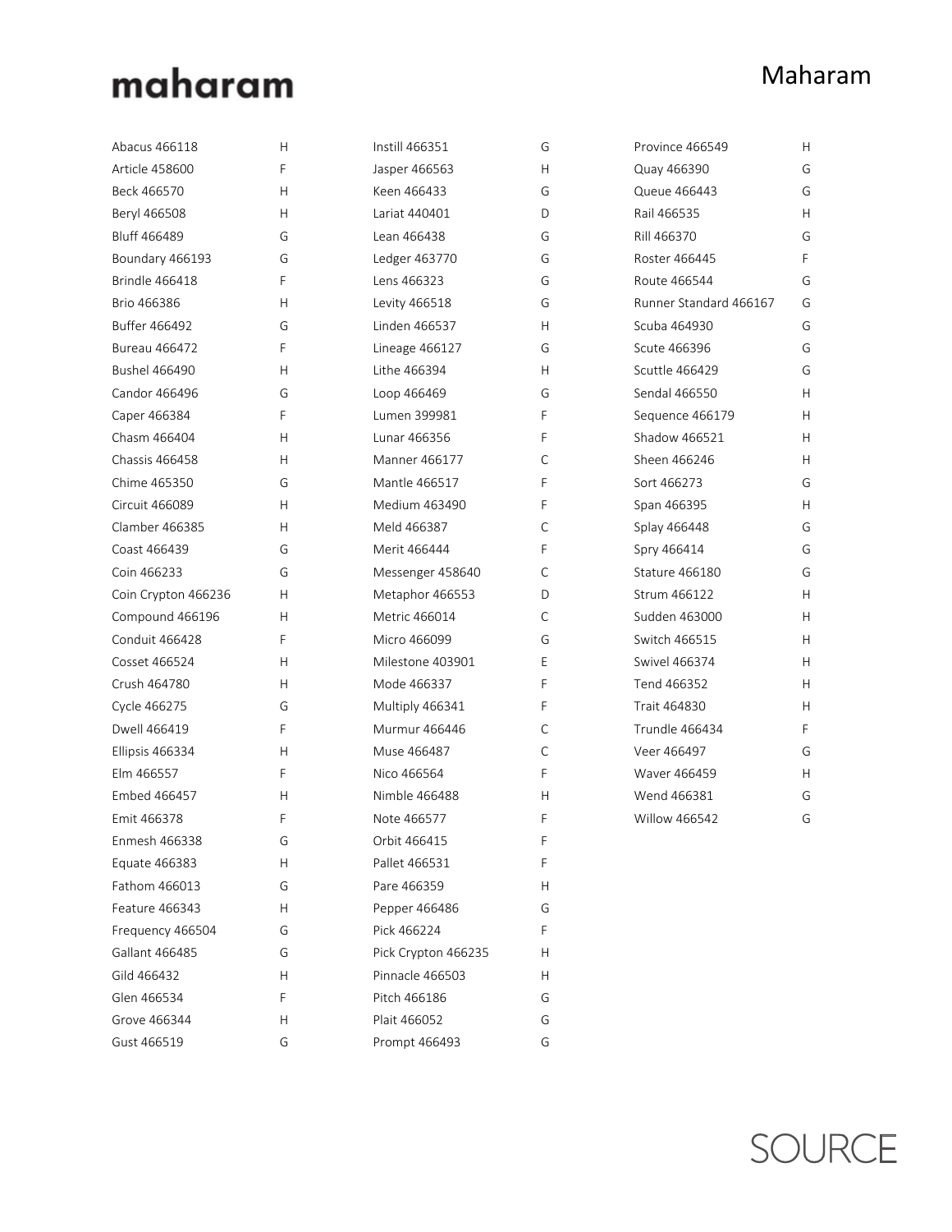# Maharam

| Product | Grade |
| --- | --- |
| Abacus 466118 | H |
| Article 458600 | F |
| Beck 466570 | H |
| Beryl 466508 | H |
| Bluff 466489 | G |
| Boundary 466193 | G |
| Brindle 466418 | F |
| Brio 466386 | H |
| Buffer 466492 | G |
| Bureau 466472 | F |
| Bushel 466490 | H |
| Candor 466496 | G |
| Caper 466384 | F |
| Chasm 466404 | H |
| Chassis 466458 | H |
| Chime 465350 | G |
| Circuit 466089 | H |
| Clamber 466385 | H |
| Coast 466439 | G |
| Coin 466233 | G |
| Coin Crypton 466236 | H |
| Compound 466196 | H |
| Conduit 466428 | F |
| Cosset 466524 | H |
| Crush 464780 | H |
| Cycle 466275 | G |
| Dwell 466419 | F |
| Ellipsis 466334 | H |
| Elm 466557 | F |
| Embed 466457 | H |
| Emit 466378 | F |
| Enmesh 466338 | G |
| Equate 466383 | H |
| Fathom 466013 | G |
| Feature 466343 | H |
| Frequency 466504 | G |
| Gallant 466485 | G |
| Gild 466432 | H |
| Glen 466534 | F |
| Grove 466344 | H |
| Gust 466519 | G |
| Instill 466351 | G |
| Jasper 466563 | H |
| Keen 466433 | G |
| Lariat 440401 | D |
| Lean 466438 | G |
| Ledger 463770 | G |
| Lens 466323 | G |
| Levity 466518 | G |
| Linden 466537 | H |
| Lineage 466127 | G |
| Lithe 466394 | H |
| Loop 466469 | G |
| Lumen 399981 | F |
| Lunar 466356 | F |
| Manner 466177 | C |
| Mantle 466517 | F |
| Medium 463490 | F |
| Meld 466387 | C |
| Merit 466444 | F |
| Messenger 458640 | C |
| Metaphor 466553 | D |
| Metric 466014 | C |
| Micro 466099 | G |
| Milestone 403901 | E |
| Mode 466337 | F |
| Multiply 466341 | F |
| Murmur 466446 | C |
| Muse 466487 | C |
| Nico 466564 | F |
| Nimble 466488 | H |
| Note 466577 | F |
| Orbit 466415 | F |
| Pallet 466531 | F |
| Pare 466359 | H |
| Pepper 466486 | G |
| Pick 466224 | F |
| Pick Crypton 466235 | H |
| Pinnacle 466503 | H |
| Pitch 466186 | G |
| Plait 466052 | G |
| Prompt 466493 | G |
| Province 466549 | H |
| Quay 466390 | G |
| Queue 466443 | G |
| Rail 466535 | H |
| Rill 466370 | G |
| Roster 466445 | F |
| Route 466544 | G |
| Runner Standard 466167 | G |
| Scuba 464930 | G |
| Scute 466396 | G |
| Scuttle 466429 | G |
| Sendal 466550 | H |
| Sequence 466179 | H |
| Shadow 466521 | H |
| Sheen 466246 | H |
| Sort 466273 | G |
| Span 466395 | H |
| Splay 466448 | G |
| Spry 466414 | G |
| Stature 466180 | G |
| Strum 466122 | H |
| Sudden 463000 | H |
| Switch 466515 | H |
| Swivel 466374 | H |
| Tend 466352 | H |
| Trait 464830 | H |
| Trundle 466434 | F |
| Veer 466497 | G |
| Waver 466459 | H |
| Wend 466381 | G |
| Willow 466542 | G |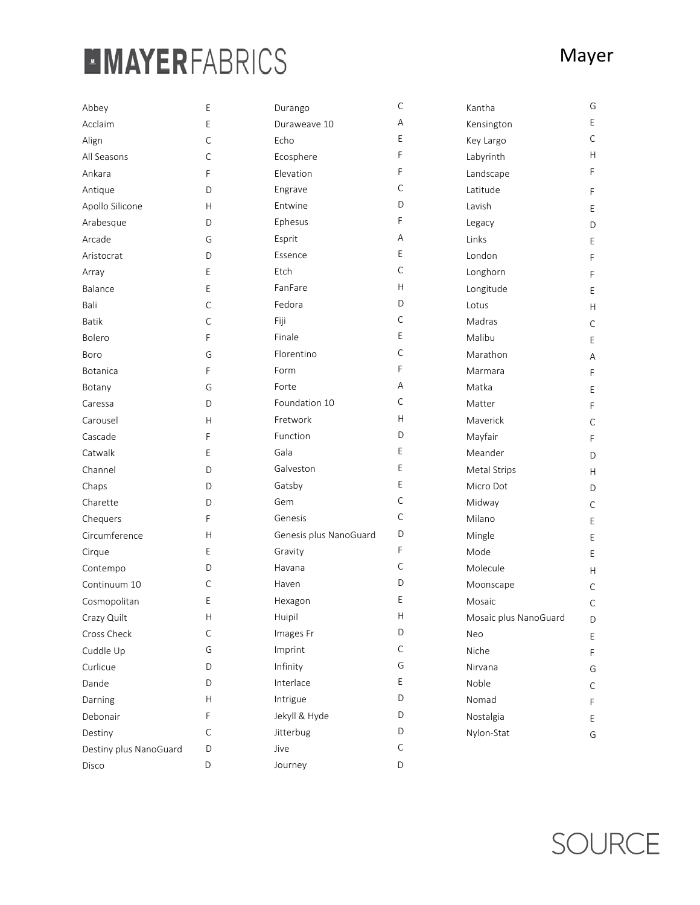# MAYERFABRICS

## Mayer

| Fabric | Grade |
|---|---|
| Abbey | E |
| Acclaim | E |
| Align | C |
| All Seasons | C |
| Ankara | F |
| Antique | D |
| Apollo Silicone | H |
| Arabesque | D |
| Arcade | G |
| Aristocrat | D |
| Array | E |
| Balance | E |
| Bali | C |
| Batik | C |
| Bolero | F |
| Boro | G |
| Botanica | F |
| Botany | G |
| Caressa | D |
| Carousel | H |
| Cascade | F |
| Catwalk | E |
| Channel | D |
| Chaps | D |
| Charette | D |
| Chequers | F |
| Circumference | H |
| Cirque | E |
| Contempo | D |
| Continuum 10 | C |
| Cosmopolitan | E |
| Crazy Quilt | H |
| Cross Check | C |
| Cuddle Up | G |
| Curlicue | D |
| Dande | D |
| Darning | H |
| Debonair | F |
| Destiny | C |
| Destiny plus NanoGuard | D |
| Disco | D |
| Durango | C |
| Duraweave 10 | A |
| Echo | E |
| Ecosphere | F |
| Elevation | F |
| Engrave | C |
| Entwine | D |
| Ephesus | F |
| Esprit | A |
| Essence | E |
| Etch | C |
| FanFare | H |
| Fedora | D |
| Fiji | C |
| Finale | E |
| Florentino | C |
| Form | F |
| Forte | A |
| Foundation 10 | C |
| Fretwork | H |
| Function | D |
| Gala | E |
| Galveston | E |
| Gatsby | E |
| Gem | C |
| Genesis | C |
| Genesis plus NanoGuard | D |
| Gravity | F |
| Havana | C |
| Haven | D |
| Hexagon | E |
| Huipil | H |
| Images Fr | D |
| Imprint | C |
| Infinity | G |
| Interlace | E |
| Intrigue | D |
| Jekyll & Hyde | D |
| Jitterbug | D |
| Jive | C |
| Journey | D |
| Kantha | G |
| Kensington | E |
| Key Largo | C |
| Labyrinth | H |
| Landscape | F |
| Latitude | F |
| Lavish | E |
| Legacy | D |
| Links | E |
| London | F |
| Longhorn | F |
| Longitude | E |
| Lotus | H |
| Madras | C |
| Malibu | E |
| Marathon | A |
| Marmara | F |
| Matka | E |
| Matter | F |
| Maverick | C |
| Mayfair | F |
| Meander | D |
| Metal Strips | H |
| Micro Dot | D |
| Midway | C |
| Milano | E |
| Mingle | E |
| Mode | E |
| Molecule | H |
| Moonscape | C |
| Mosaic | C |
| Mosaic plus NanoGuard | D |
| Neo | E |
| Niche | F |
| Nirvana | G |
| Noble | C |
| Nomad | F |
| Nostalgia | E |
| Nylon-Stat | G |

SOURCE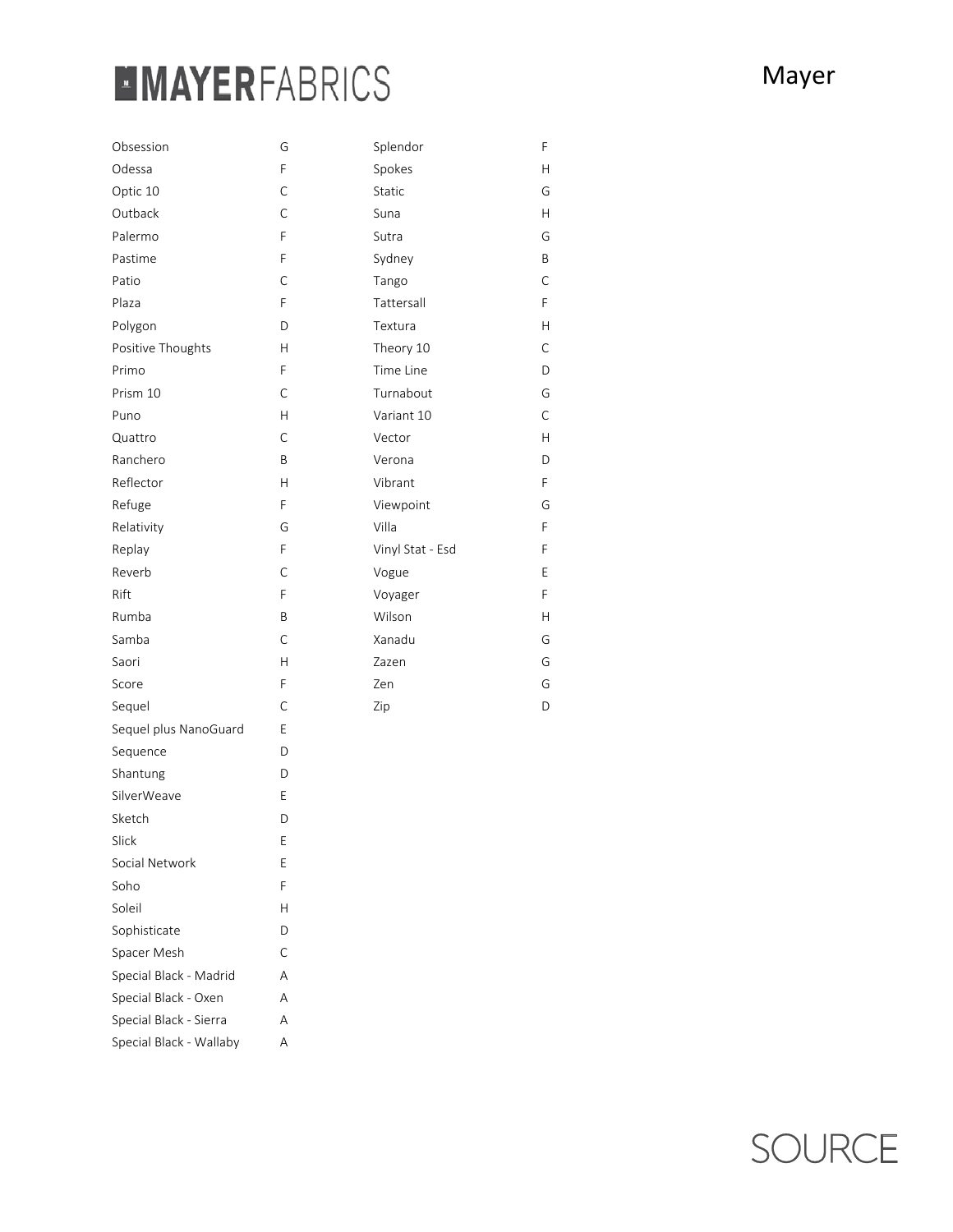# MAYERFABRICS

Mayer

| | |
|---|---|
| Obsession | G |
| Odessa | F |
| Optic 10 | C |
| Outback | C |
| Palermo | F |
| Pastime | F |
| Patio | C |
| Plaza | F |
| Polygon | D |
| Positive Thoughts | H |
| Primo | F |
| Prism 10 | C |
| Puno | H |
| Quattro | C |
| Ranchero | B |
| Reflector | H |
| Refuge | F |
| Relativity | G |
| Replay | F |
| Reverb | C |
| Rift | F |
| Rumba | B |
| Samba | C |
| Saori | H |
| Score | F |
| Sequel | C |
| Sequel plus NanoGuard | E |
| Sequence | D |
| Shantung | D |
| SilverWeave | E |
| Sketch | D |
| Slick | E |
| Social Network | E |
| Soho | F |
| Soleil | H |
| Sophisticate | D |
| Spacer Mesh | C |
| Special Black - Madrid | A |
| Special Black - Oxen | A |
| Special Black - Sierra | A |
| Special Black - Wallaby | A |
| Splendor | F |
| Spokes | H |
| Static | G |
| Suna | H |
| Sutra | G |
| Sydney | B |
| Tango | C |
| Tattersall | F |
| Textura | H |
| Theory 10 | C |
| Time Line | D |
| Turnabout | G |
| Variant 10 | C |
| Vector | H |
| Verona | D |
| Vibrant | F |
| Viewpoint | G |
| Villa | F |
| Vinyl Stat - Esd | F |
| Vogue | E |
| Voyager | F |
| Wilson | H |
| Xanadu | G |
| Zazen | G |
| Zen | G |
| Zip | D |

SOURCE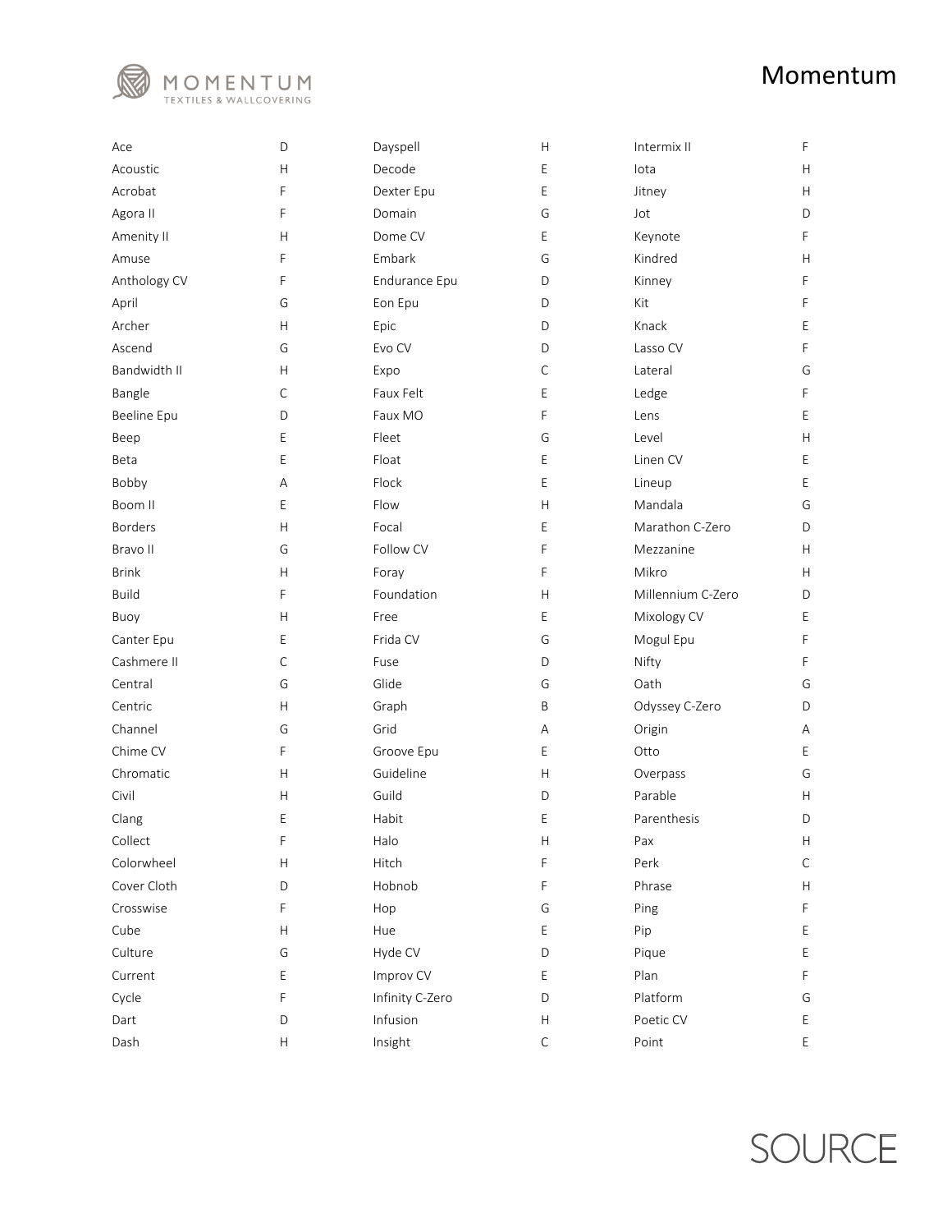# Momentum

| Name | Grade | Name | Grade | Name | Grade |
|---|---|---|---|---|---|
| Ace | D | Dayspell | H | Intermix II | F |
| Acoustic | H | Decode | E | Iota | H |
| Acrobat | F | Dexter Epu | E | Jitney | H |
| Agora II | F | Domain | G | Jot | D |
| Amenity II | H | Dome CV | E | Keynote | F |
| Amuse | F | Embark | G | Kindred | H |
| Anthology CV | F | Endurance Epu | D | Kinney | F |
| April | G | Eon Epu | D | Kit | F |
| Archer | H | Epic | D | Knack | E |
| Ascend | G | Evo CV | D | Lasso CV | F |
| Bandwidth II | H | Expo | C | Lateral | G |
| Bangle | C | Faux Felt | E | Ledge | F |
| Beeline Epu | D | Faux MO | F | Lens | E |
| Beep | E | Fleet | G | Level | H |
| Beta | E | Float | E | Linen CV | E |
| Bobby | A | Flock | E | Lineup | E |
| Boom II | E | Flow | H | Mandala | G |
| Borders | H | Focal | E | Marathon C-Zero | D |
| Bravo II | G | Follow CV | F | Mezzanine | H |
| Brink | H | Foray | F | Mikro | H |
| Build | F | Foundation | H | Millennium C-Zero | D |
| Buoy | H | Free | E | Mixology CV | E |
| Canter Epu | E | Frida CV | G | Mogul Epu | F |
| Cashmere II | C | Fuse | D | Nifty | F |
| Central | G | Glide | G | Oath | G |
| Centric | H | Graph | B | Odyssey C-Zero | D |
| Channel | G | Grid | A | Origin | A |
| Chime CV | F | Groove Epu | E | Otto | E |
| Chromatic | H | Guideline | H | Overpass | G |
| Civil | H | Guild | D | Parable | H |
| Clang | E | Habit | E | Parenthesis | D |
| Collect | F | Halo | H | Pax | H |
| Colorwheel | H | Hitch | F | Perk | C |
| Cover Cloth | D | Hobnob | F | Phrase | H |
| Crosswise | F | Hop | G | Ping | F |
| Cube | H | Hue | E | Pip | E |
| Culture | G | Hyde CV | D | Pique | E |
| Current | E | Improv CV | E | Plan | F |
| Cycle | F | Infinity C-Zero | D | Platform | G |
| Dart | D | Infusion | H | Poetic CV | E |
| Dash | H | Insight | C | Point | E |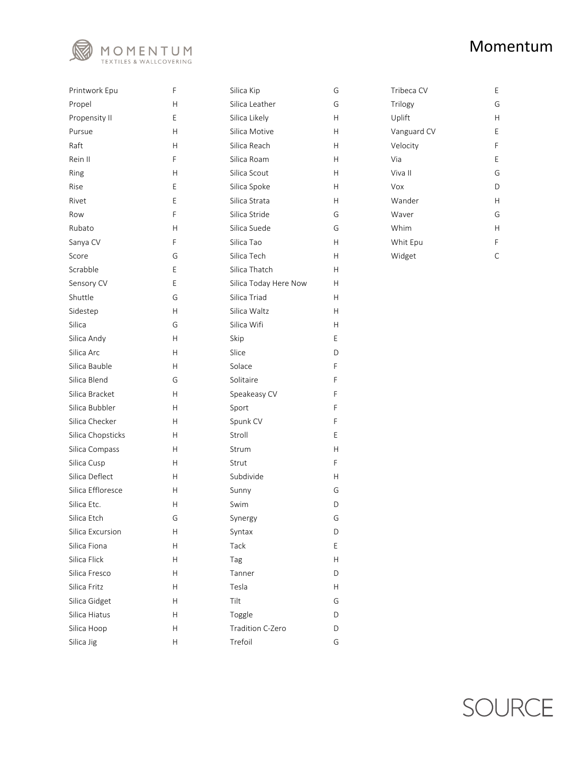# Momentum

| Name | Grade |
| --- | --- |
| Printwork Epu | F |
| Propel | H |
| Propensity II | E |
| Pursue | H |
| Raft | H |
| Rein II | F |
| Ring | H |
| Rise | E |
| Rivet | E |
| Row | F |
| Rubato | H |
| Sanya CV | F |
| Score | G |
| Scrabble | E |
| Sensory CV | E |
| Shuttle | G |
| Sidestep | H |
| Silica | G |
| Silica Andy | H |
| Silica Arc | H |
| Silica Bauble | H |
| Silica Blend | G |
| Silica Bracket | H |
| Silica Bubbler | H |
| Silica Checker | H |
| Silica Chopsticks | H |
| Silica Compass | H |
| Silica Cusp | H |
| Silica Deflect | H |
| Silica Effloresce | H |
| Silica Etc. | H |
| Silica Etch | G |
| Silica Excursion | H |
| Silica Fiona | H |
| Silica Flick | H |
| Silica Fresco | H |
| Silica Fritz | H |
| Silica Gidget | H |
| Silica Hiatus | H |
| Silica Hoop | H |
| Silica Jig | H |
| Silica Kip | G |
| Silica Leather | G |
| Silica Likely | H |
| Silica Motive | H |
| Silica Reach | H |
| Silica Roam | H |
| Silica Scout | H |
| Silica Spoke | H |
| Silica Strata | H |
| Silica Stride | G |
| Silica Suede | G |
| Silica Tao | H |
| Silica Tech | H |
| Silica Thatch | H |
| Silica Today Here Now | H |
| Silica Triad | H |
| Silica Waltz | H |
| Silica Wifi | H |
| Skip | E |
| Slice | D |
| Solace | F |
| Solitaire | F |
| Speakeasy CV | F |
| Sport | F |
| Spunk CV | F |
| Stroll | E |
| Strum | H |
| Strut | F |
| Subdivide | H |
| Sunny | G |
| Swim | D |
| Synergy | G |
| Syntax | D |
| Tack | E |
| Tag | H |
| Tanner | D |
| Tesla | H |
| Tilt | G |
| Toggle | D |
| Tradition C-Zero | D |
| Trefoil | G |
| Tribeca CV | E |
| Trilogy | G |
| Uplift | H |
| Vanguard CV | E |
| Velocity | F |
| Via | E |
| Viva II | G |
| Vox | D |
| Wander | H |
| Waver | G |
| Whim | H |
| Whit Epu | F |
| Widget | C |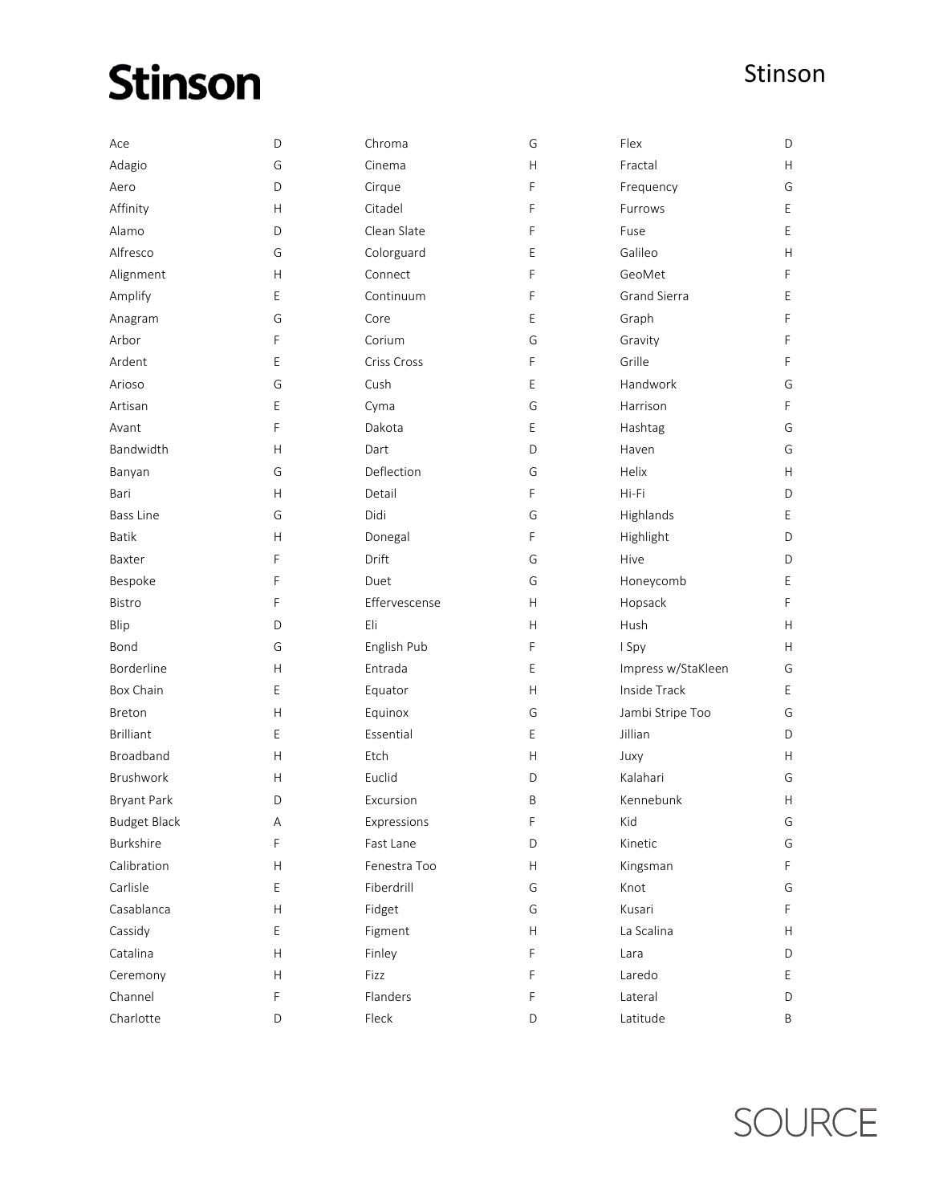# Stinson

Stinson

| Name | Grade |
|---|---|
| Ace | D |
| Adagio | G |
| Aero | D |
| Affinity | H |
| Alamo | D |
| Alfresco | G |
| Alignment | H |
| Amplify | E |
| Anagram | G |
| Arbor | F |
| Ardent | E |
| Arioso | G |
| Artisan | E |
| Avant | F |
| Bandwidth | H |
| Banyan | G |
| Bari | H |
| Bass Line | G |
| Batik | H |
| Baxter | F |
| Bespoke | F |
| Bistro | F |
| Blip | D |
| Bond | G |
| Borderline | H |
| Box Chain | E |
| Breton | H |
| Brilliant | E |
| Broadband | H |
| Brushwork | H |
| Bryant Park | D |
| Budget Black | A |
| Burkshire | F |
| Calibration | H |
| Carlisle | E |
| Casablanca | H |
| Cassidy | E |
| Catalina | H |
| Ceremony | H |
| Channel | F |
| Charlotte | D |
| Chroma | G |
| Cinema | H |
| Cirque | F |
| Citadel | F |
| Clean Slate | F |
| Colorguard | E |
| Connect | F |
| Continuum | F |
| Core | E |
| Corium | G |
| Criss Cross | F |
| Cush | E |
| Cyma | G |
| Dakota | E |
| Dart | D |
| Deflection | G |
| Detail | F |
| Didi | G |
| Donegal | F |
| Drift | G |
| Duet | G |
| Effervescense | H |
| Eli | H |
| English Pub | F |
| Entrada | E |
| Equator | H |
| Equinox | G |
| Essential | E |
| Etch | H |
| Euclid | D |
| Excursion | B |
| Expressions | F |
| Fast Lane | D |
| Fenestra Too | H |
| Fiberdrill | G |
| Fidget | G |
| Figment | H |
| Finley | F |
| Fizz | F |
| Flanders | F |
| Fleck | D |
| Flex | D |
| Fractal | H |
| Frequency | G |
| Furrows | E |
| Fuse | E |
| Galileo | H |
| GeoMet | F |
| Grand Sierra | E |
| Graph | F |
| Gravity | F |
| Grille | F |
| Handwork | G |
| Harrison | F |
| Hashtag | G |
| Haven | G |
| Helix | H |
| Hi-Fi | D |
| Highlands | E |
| Highlight | D |
| Hive | D |
| Honeycomb | E |
| Hopsack | F |
| Hush | H |
| I Spy | H |
| Impress w/StaKleen | G |
| Inside Track | E |
| Jambi Stripe Too | G |
| Jillian | D |
| Juxy | H |
| Kalahari | G |
| Kennebunk | H |
| Kid | G |
| Kinetic | G |
| Kingsman | F |
| Knot | G |
| Kusari | F |
| La Scalina | H |
| Lara | D |
| Laredo | E |
| Lateral | D |
| Latitude | B |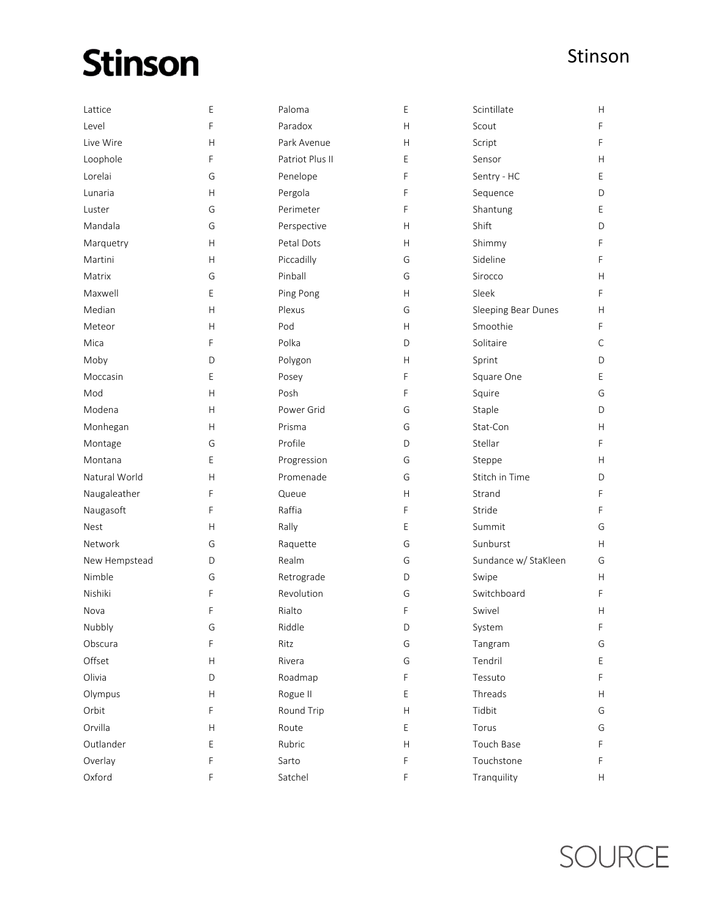# Stinson

| Pattern | Grade |
| --- | --- |
| Lattice | E |
| Level | F |
| Live Wire | H |
| Loophole | F |
| Lorelai | G |
| Lunaria | H |
| Luster | G |
| Mandala | G |
| Marquetry | H |
| Martini | H |
| Matrix | G |
| Maxwell | E |
| Median | H |
| Meteor | H |
| Mica | F |
| Moby | D |
| Moccasin | E |
| Mod | H |
| Modena | H |
| Monhegan | H |
| Montage | G |
| Montana | E |
| Natural World | H |
| Naugaleather | F |
| Naugasoft | F |
| Nest | H |
| Network | G |
| New Hempstead | D |
| Nimble | G |
| Nishiki | F |
| Nova | F |
| Nubbly | G |
| Obscura | F |
| Offset | H |
| Olivia | D |
| Olympus | H |
| Orbit | F |
| Orvilla | H |
| Outlander | E |
| Overlay | F |
| Oxford | F |
| Paloma | E |
| Paradox | H |
| Park Avenue | H |
| Patriot Plus II | E |
| Penelope | F |
| Pergola | F |
| Perimeter | F |
| Perspective | H |
| Petal Dots | H |
| Piccadilly | G |
| Pinball | G |
| Ping Pong | H |
| Plexus | G |
| Pod | H |
| Polka | D |
| Polygon | H |
| Posey | F |
| Posh | F |
| Power Grid | G |
| Prisma | G |
| Profile | D |
| Progression | G |
| Promenade | G |
| Queue | H |
| Raffia | F |
| Rally | E |
| Raquette | G |
| Realm | G |
| Retrograde | D |
| Revolution | G |
| Rialto | F |
| Riddle | D |
| Ritz | G |
| Rivera | G |
| Roadmap | F |
| Rogue II | E |
| Round Trip | H |
| Route | E |
| Rubric | H |
| Sarto | F |
| Satchel | F |
| Scintillate | H |
| Scout | F |
| Script | F |
| Sensor | H |
| Sentry - HC | E |
| Sequence | D |
| Shantung | E |
| Shift | D |
| Shimmy | F |
| Sideline | F |
| Sirocco | H |
| Sleek | F |
| Sleeping Bear Dunes | H |
| Smoothie | F |
| Solitaire | C |
| Sprint | D |
| Square One | E |
| Squire | G |
| Staple | D |
| Stat-Con | H |
| Stellar | F |
| Steppe | H |
| Stitch in Time | D |
| Strand | F |
| Stride | F |
| Summit | G |
| Sunburst | H |
| Sundance w/ StaKleen | G |
| Swipe | H |
| Switchboard | F |
| Swivel | H |
| System | F |
| Tangram | G |
| Tendril | E |
| Tessuto | F |
| Threads | H |
| Tidbit | G |
| Torus | G |
| Touch Base | F |
| Touchstone | F |
| Tranquility | H |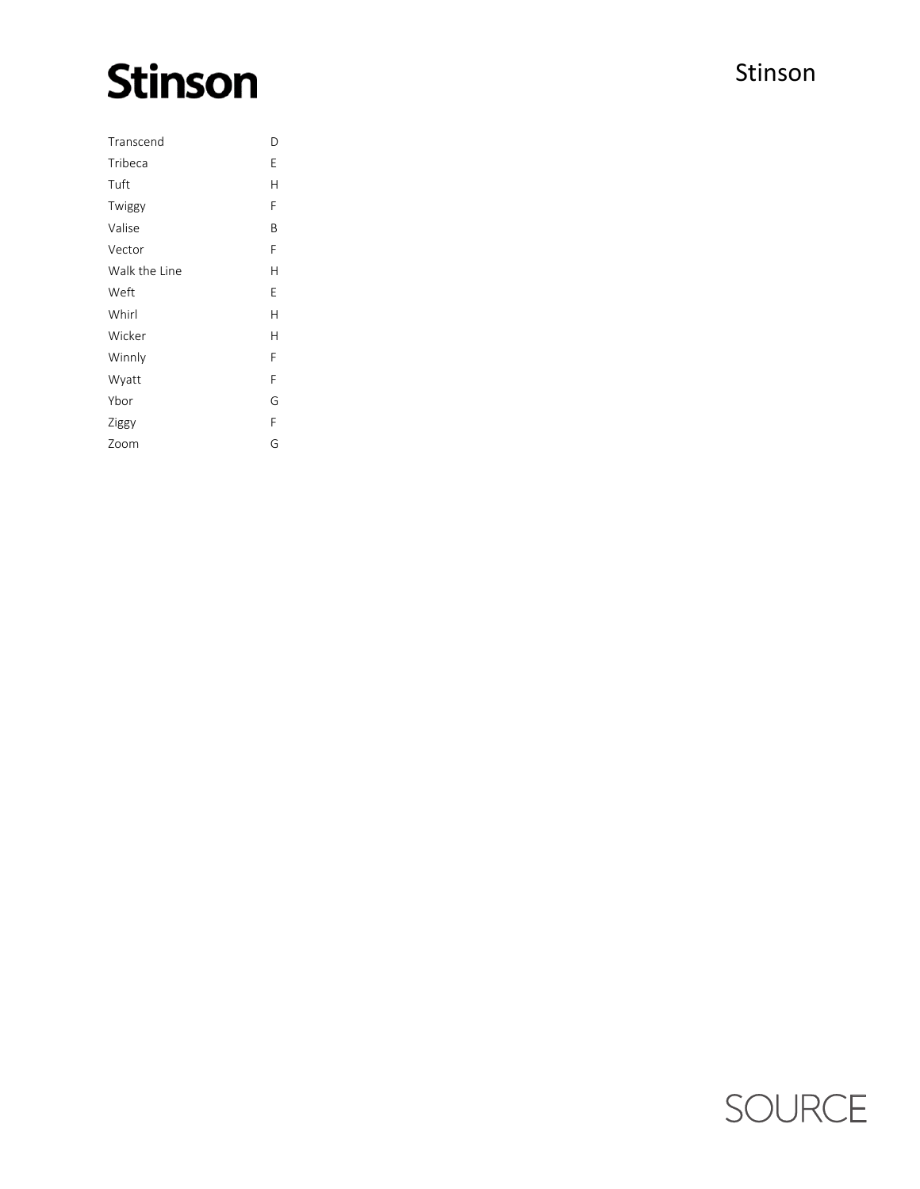# Stinson

| | |
|---|---|
| Transcend | D |
| Tribeca | E |
| Tuft | H |
| Twiggy | F |
| Valise | B |
| Vector | F |
| Walk the Line | H |
| Weft | E |
| Whirl | H |
| Wicker | H |
| Winnly | F |
| Wyatt | F |
| Ybor | G |
| Ziggy | F |
| Zoom | G |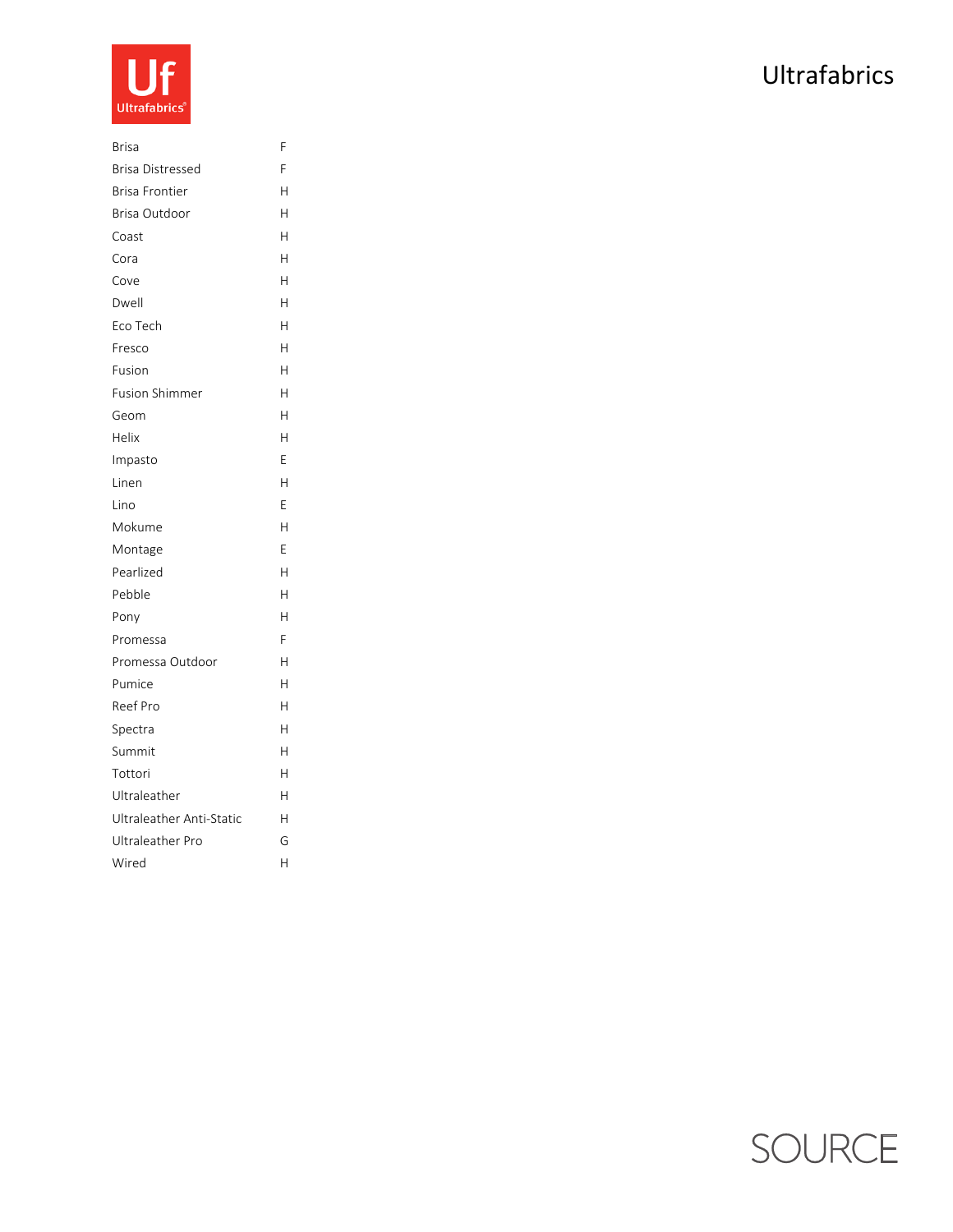# Ultrafabrics

| | |
|---|---|
| Brisa | F |
| Brisa Distressed | F |
| Brisa Frontier | H |
| Brisa Outdoor | H |
| Coast | H |
| Cora | H |
| Cove | H |
| Dwell | H |
| Eco Tech | H |
| Fresco | H |
| Fusion | H |
| Fusion Shimmer | H |
| Geom | H |
| Helix | H |
| Impasto | E |
| Linen | H |
| Lino | E |
| Mokume | H |
| Montage | E |
| Pearlized | H |
| Pebble | H |
| Pony | H |
| Promessa | F |
| Promessa Outdoor | H |
| Pumice | H |
| Reef Pro | H |
| Spectra | H |
| Summit | H |
| Tottori | H |
| Ultraleather | H |
| Ultraleather Anti-Static | H |
| Ultraleather Pro | G |
| Wired | H |